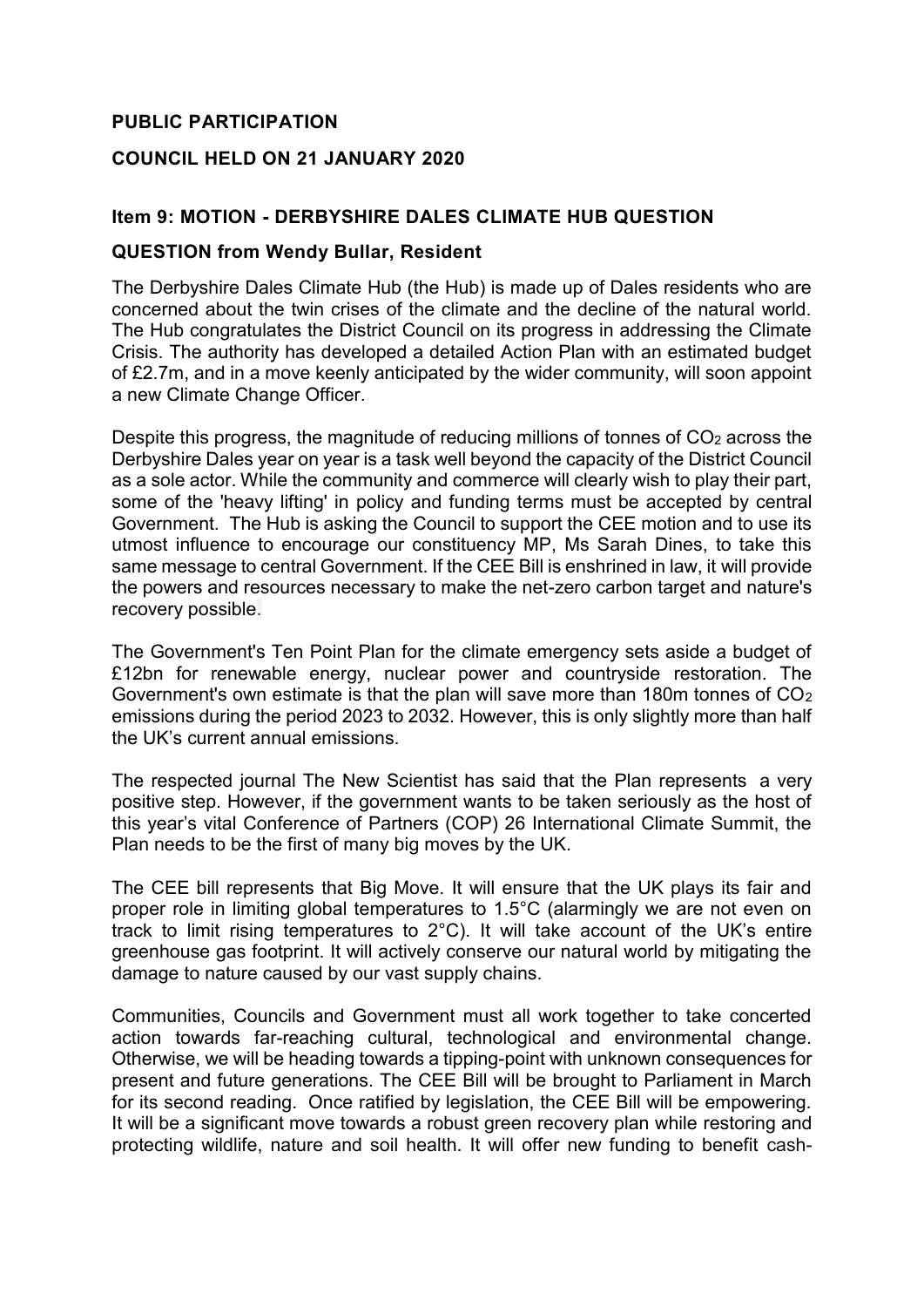**PUBLIC PARTICIPATION**

**COUNCIL HELD ON 21 JANUARY 2020**

**Item 9: MOTION - DERBYSHIRE DALES CLIMATE HUB QUESTION**

**QUESTION from Wendy Bullar, Resident**

The Derbyshire Dales Climate Hub (the Hub) is made up of Dales residents who are concerned about the twin crises of the climate and the decline of the natural world. The Hub congratulates the District Council on its progress in addressing the Climate Crisis. The authority has developed a detailed Action Plan with an estimated budget of £2.7m, and in a move keenly anticipated by the wider community, will soon appoint a new Climate Change Officer.

Despite this progress, the magnitude of reducing millions of tonnes of $CO_2$ across the Derbyshire Dales year on year is a task well beyond the capacity of the District Council as a sole actor. While the community and commerce will clearly wish to play their part, some of the 'heavy lifting' in policy and funding terms must be accepted by central Government. The Hub is asking the Council to support the CEE motion and to use its utmost influence to encourage our constituency MP, Ms Sarah Dines, to take this same message to central Government. If the CEE Bill is enshrined in law, it will provide the powers and resources necessary to make the net-zero carbon target and nature's recovery possible.

The Government's Ten Point Plan for the climate emergency sets aside a budget of £12bn for renewable energy, nuclear power and countryside restoration. The Government's own estimate is that the plan will save more than 180m tonnes of $CO_2$ emissions during the period 2023 to 2032. However, this is only slightly more than half the UK's current annual emissions.

The respected journal The New Scientist has said that the Plan represents a very positive step. However, if the government wants to be taken seriously as the host of this year's vital Conference of Partners (COP) 26 International Climate Summit, the Plan needs to be the first of many big moves by the UK.

The CEE bill represents that Big Move. It will ensure that the UK plays its fair and proper role in limiting global temperatures to 1.5°C (alarmingly we are not even on track to limit rising temperatures to 2°C). It will take account of the UK's entire greenhouse gas footprint. It will actively conserve our natural world by mitigating the damage to nature caused by our vast supply chains.

Communities, Councils and Government must all work together to take concerted action towards far-reaching cultural, technological and environmental change. Otherwise, we will be heading towards a tipping-point with unknown consequences for present and future generations. The CEE Bill will be brought to Parliament in March for its second reading. Once ratified by legislation, the CEE Bill will be empowering. It will be a significant move towards a robust green recovery plan while restoring and protecting wildlife, nature and soil health. It will offer new funding to benefit cash-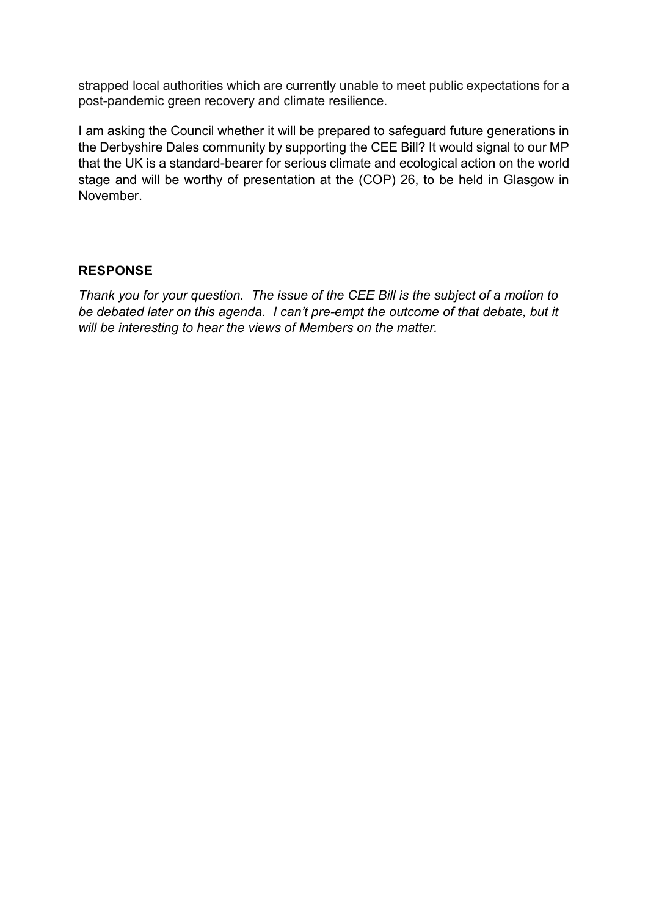strapped local authorities which are currently unable to meet public expectations for a post-pandemic green recovery and climate resilience.

I am asking the Council whether it will be prepared to safeguard future generations in the Derbyshire Dales community by supporting the CEE Bill? It would signal to our MP that the UK is a standard-bearer for serious climate and ecological action on the world stage and will be worthy of presentation at the (COP) 26, to be held in Glasgow in November.

**RESPONSE**

*Thank you for your question. The issue of the CEE Bill is the subject of a motion to be debated later on this agenda. I can't pre-empt the outcome of that debate, but it will be interesting to hear the views of Members on the matter.*